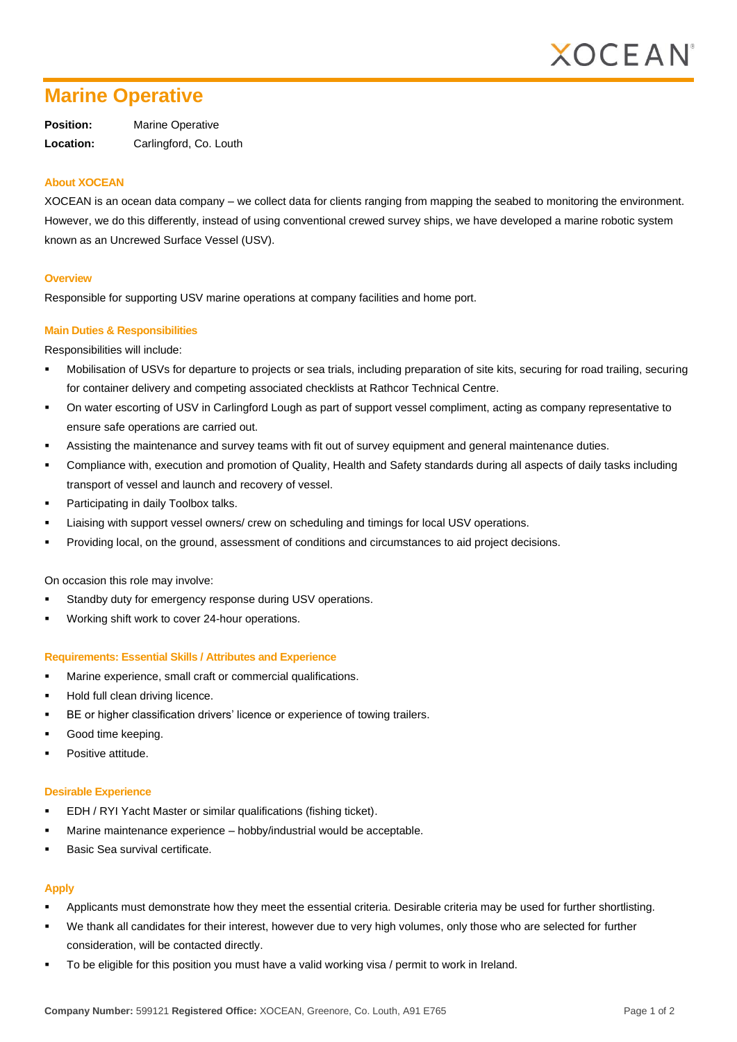# Marine Operative

**Position:** Marine Operative

**Location:** Carlingford, Co. Louth

### About XOCEAN

XOCEAN is an ocean data company – we collect data for clients ranging from mapping the seabed to monitoring the environment. However, we do this differently, instead of using conventional crewed survey ships, we have developed a marine robotic system known as an Uncrewed Surface Vessel (USV).

### Overview

Responsible for supporting USV marine operations at company facilities and home port.

### Main Duties & Responsibilities

Responsibilities will include:

- Mobilisation of USVs for departure to projects or sea trials, including preparation of site kits, securing for road trailing, securing for container delivery and competing associated checklists at Rathcor Technical Centre.
- On water escorting of USV in Carlingford Lough as part of support vessel compliment, acting as company representative to ensure safe operations are carried out.
- Assisting the maintenance and survey teams with fit out of survey equipment and general maintenance duties.
- Compliance with, execution and promotion of Quality, Health and Safety standards during all aspects of daily tasks including transport of vessel and launch and recovery of vessel.
- Participating in daily Toolbox talks.
- Liaising with support vessel owners/ crew on scheduling and timings for local USV operations.
- Providing local, on the ground, assessment of conditions and circumstances to aid project decisions.

On occasion this role may involve:

- Standby duty for emergency response during USV operations.
- Working shift work to cover 24-hour operations.

### Requirements: Essential Skills / Attributes and Experience

- Marine experience, small craft or commercial qualifications.
- Hold full clean driving licence.
- BE or higher classification drivers' licence or experience of towing trailers.
- Good time keeping.
- Positive attitude.

### Desirable Experience

- EDH / RYI Yacht Master or similar qualifications (fishing ticket).
- Marine maintenance experience – hobby/industrial would be acceptable.
- Basic Sea survival certificate.

### Apply

- Applicants must demonstrate how they meet the essential criteria. Desirable criteria may be used for further shortlisting.
- We thank all candidates for their interest, however due to very high volumes, only those who are selected for further consideration, will be contacted directly.
- To be eligible for this position you must have a valid working visa / permit to work in Ireland.

**Company Number:** 599121 **Registered Office:** XOCEAN, Greenore, Co. Louth, A91 E765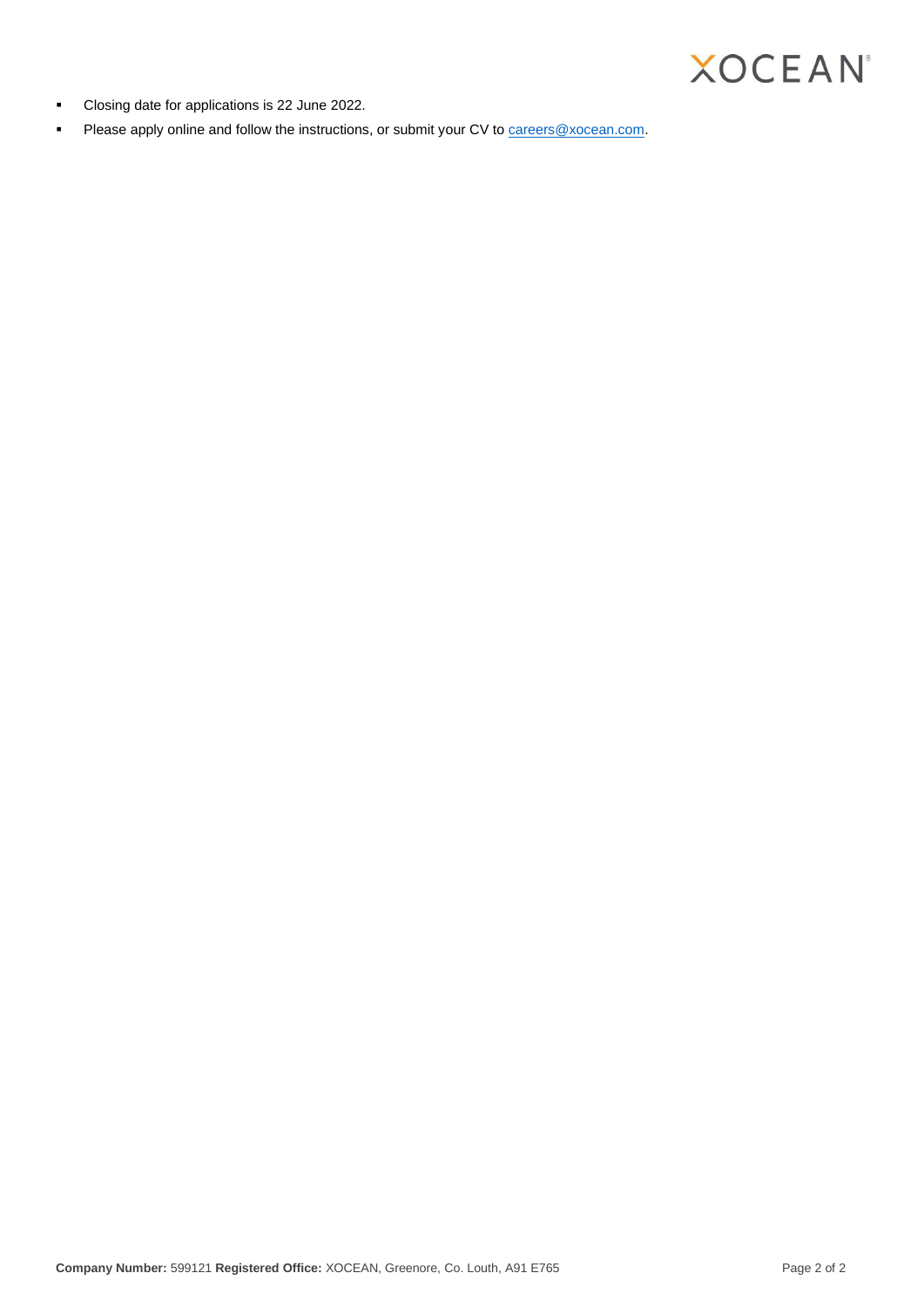- Closing date for applications is 22 June 2022.
- Please apply online and follow the instructions, or submit your CV to careers@xocean.com.

**Company Number:** 599121 **Registered Office:** XOCEAN, Greenore, Co. Louth, A91 E765